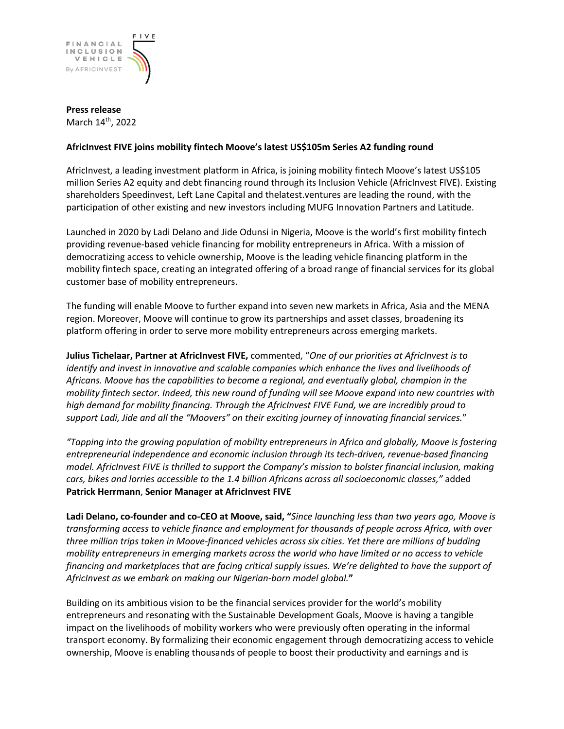FIVE
FINANCIAL INCLUSION VEHICLE
By AFRICINVEST

**Press release**
March 14th, 2022

**AfricInvest FIVE joins mobility fintech Moove's latest US$105m Series A2 funding round**

AfricInvest, a leading investment platform in Africa, is joining mobility fintech Moove's latest US$105 million Series A2 equity and debt financing round through its Inclusion Vehicle (AfricInvest FIVE). Existing shareholders Speedinvest, Left Lane Capital and thelatest.ventures are leading the round, with the participation of other existing and new investors including MUFG Innovation Partners and Latitude.

Launched in 2020 by Ladi Delano and Jide Odunsi in Nigeria, Moove is the world's first mobility fintech providing revenue-based vehicle financing for mobility entrepreneurs in Africa. With a mission of democratizing access to vehicle ownership, Moove is the leading vehicle financing platform in the mobility fintech space, creating an integrated offering of a broad range of financial services for its global customer base of mobility entrepreneurs.

The funding will enable Moove to further expand into seven new markets in Africa, Asia and the MENA region. Moreover, Moove will continue to grow its partnerships and asset classes, broadening its platform offering in order to serve more mobility entrepreneurs across emerging markets.

**Julius Tichelaar, Partner at AfricInvest FIVE,** commented, "*One of our priorities at AfricInvest is to identify and invest in innovative and scalable companies which enhance the lives and livelihoods of Africans. Moove has the capabilities to become a regional, and eventually global, champion in the mobility fintech sector. Indeed, this new round of funding will see Moove expand into new countries with high demand for mobility financing. Through the AfricInvest FIVE Fund, we are incredibly proud to support Ladi, Jide and all the "Moovers" on their exciting journey of innovating financial services.*"

*"Tapping into the growing population of mobility entrepreneurs in Africa and globally, Moove is fostering entrepreneurial independence and economic inclusion through its tech-driven, revenue-based financing model. AfricInvest FIVE is thrilled to support the Company's mission to bolster financial inclusion, making cars, bikes and lorries accessible to the 1.4 billion Africans across all socioeconomic classes,"* added **Patrick Herrmann**, **Senior Manager at AfricInvest FIVE**

**Ladi Delano, co-founder and co-CEO at Moove, said, "***Since launching less than two years ago, Moove is transforming access to vehicle finance and employment for thousands of people across Africa, with over three million trips taken in Moove-financed vehicles across six cities. Yet there are millions of budding mobility entrepreneurs in emerging markets across the world who have limited or no access to vehicle financing and marketplaces that are facing critical supply issues. We're delighted to have the support of AfricInvest as we embark on making our Nigerian-born model global.***"**

Building on its ambitious vision to be the financial services provider for the world's mobility entrepreneurs and resonating with the Sustainable Development Goals, Moove is having a tangible impact on the livelihoods of mobility workers who were previously often operating in the informal transport economy. By formalizing their economic engagement through democratizing access to vehicle ownership, Moove is enabling thousands of people to boost their productivity and earnings and is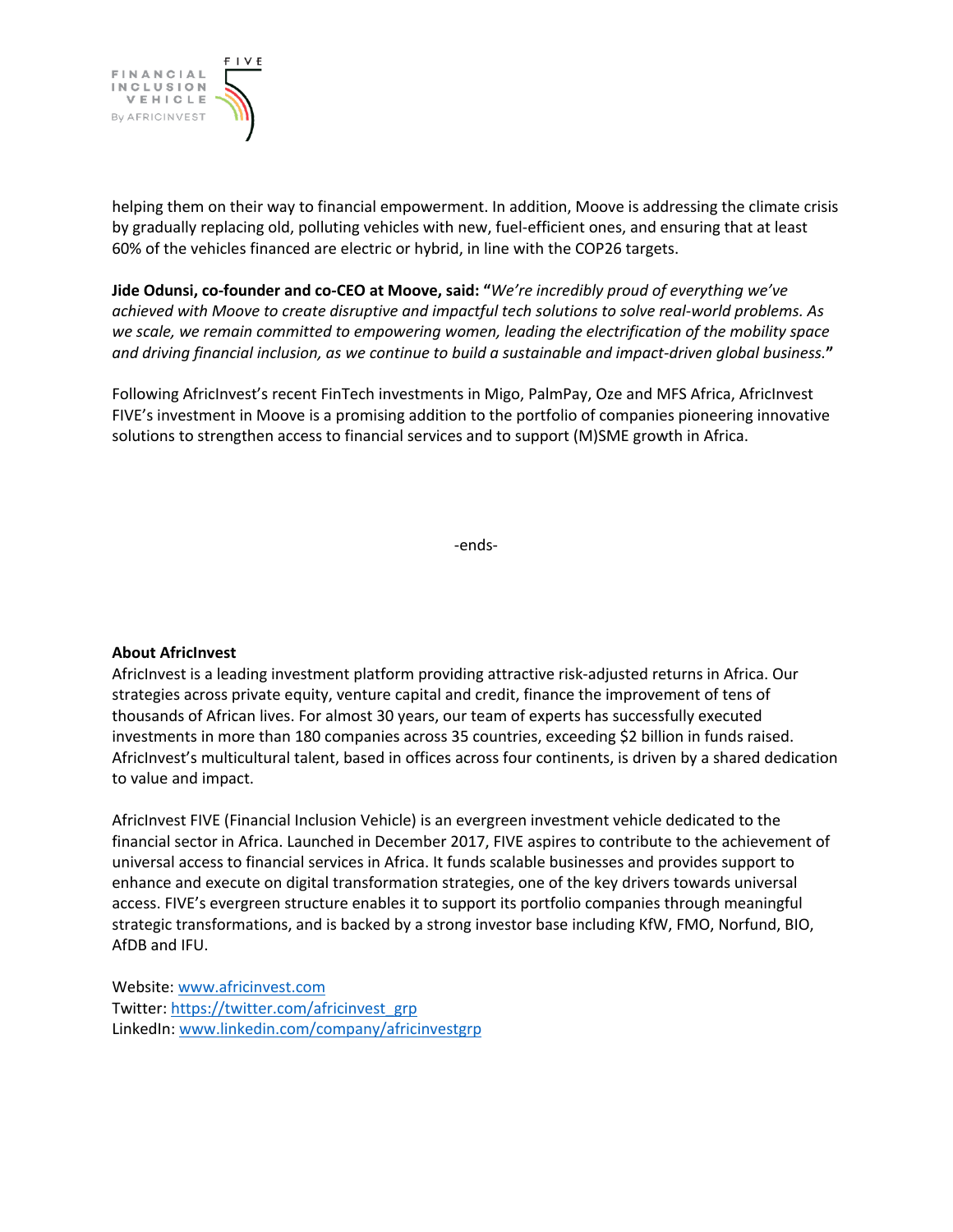helping them on their way to financial empowerment. In addition, Moove is addressing the climate crisis by gradually replacing old, polluting vehicles with new, fuel-efficient ones, and ensuring that at least 60% of the vehicles financed are electric or hybrid, in line with the COP26 targets.

**Jide Odunsi, co-founder and co-CEO at Moove, said: "***We're incredibly proud of everything we've achieved with Moove to create disruptive and impactful tech solutions to solve real-world problems. As we scale, we remain committed to empowering women, leading the electrification of the mobility space and driving financial inclusion, as we continue to build a sustainable and impact-driven global business.***"**

Following AfricInvest's recent FinTech investments in Migo, PalmPay, Oze and MFS Africa, AfricInvest FIVE's investment in Moove is a promising addition to the portfolio of companies pioneering innovative solutions to strengthen access to financial services and to support (M)SME growth in Africa.

-ends-

**About AfricInvest**

AfricInvest is a leading investment platform providing attractive risk-adjusted returns in Africa. Our strategies across private equity, venture capital and credit, finance the improvement of tens of thousands of African lives. For almost 30 years, our team of experts has successfully executed investments in more than 180 companies across 35 countries, exceeding $2 billion in funds raised. AfricInvest's multicultural talent, based in offices across four continents, is driven by a shared dedication to value and impact.

AfricInvest FIVE (Financial Inclusion Vehicle) is an evergreen investment vehicle dedicated to the financial sector in Africa. Launched in December 2017, FIVE aspires to contribute to the achievement of universal access to financial services in Africa. It funds scalable businesses and provides support to enhance and execute on digital transformation strategies, one of the key drivers towards universal access. FIVE's evergreen structure enables it to support its portfolio companies through meaningful strategic transformations, and is backed by a strong investor base including KfW, FMO, Norfund, BIO, AfDB and IFU.

Website: www.africinvest.com
Twitter: https://twitter.com/africinvest_grp
LinkedIn: www.linkedin.com/company/africinvestgrp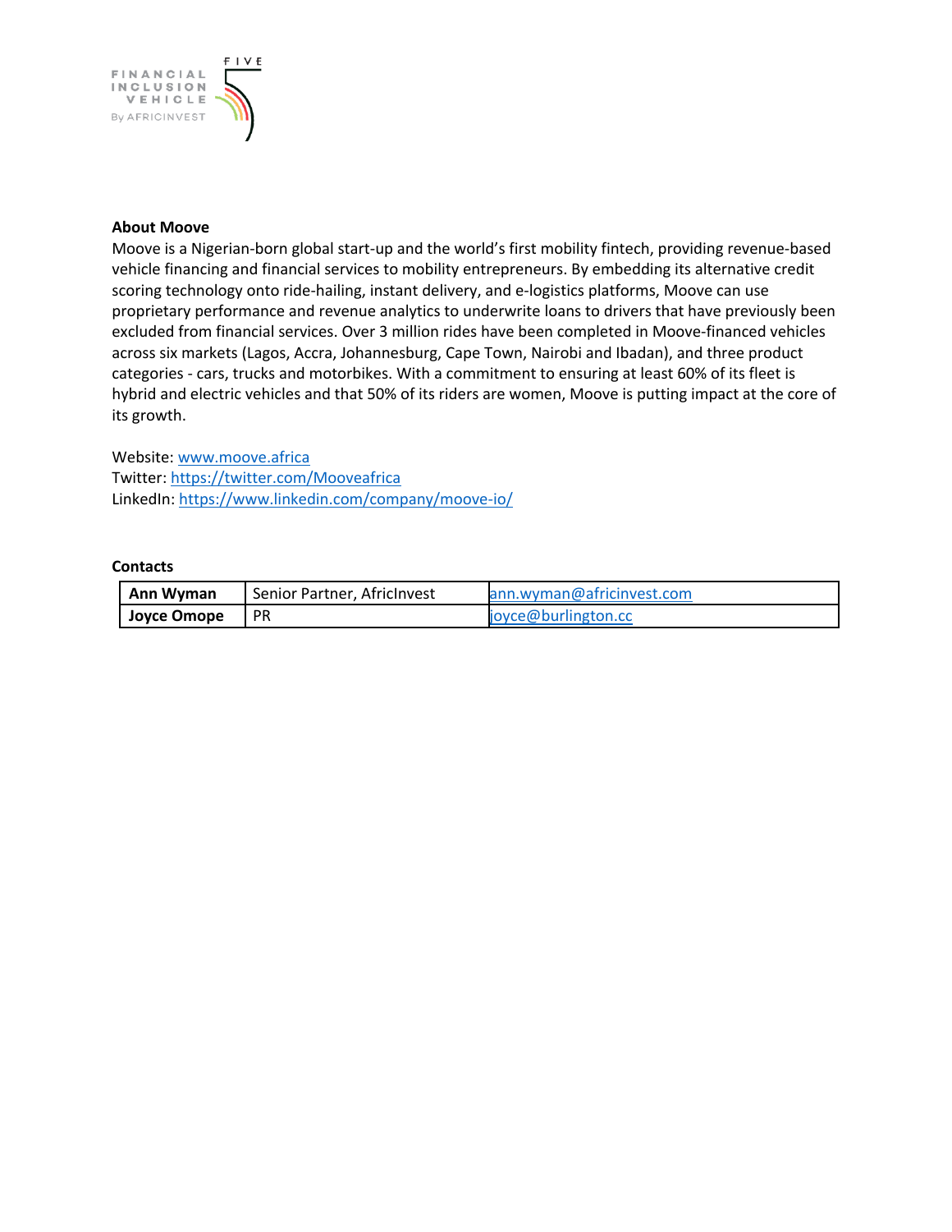**About Moove**

Moove is a Nigerian-born global start-up and the world's first mobility fintech, providing revenue-based vehicle financing and financial services to mobility entrepreneurs. By embedding its alternative credit scoring technology onto ride-hailing, instant delivery, and e-logistics platforms, Moove can use proprietary performance and revenue analytics to underwrite loans to drivers that have previously been excluded from financial services. Over 3 million rides have been completed in Moove-financed vehicles across six markets (Lagos, Accra, Johannesburg, Cape Town, Nairobi and Ibadan), and three product categories - cars, trucks and motorbikes. With a commitment to ensuring at least 60% of its fleet is hybrid and electric vehicles and that 50% of its riders are women, Moove is putting impact at the core of its growth.

Website: www.moove.africa
Twitter: https://twitter.com/Mooveafrica
LinkedIn: https://www.linkedin.com/company/moove-io/

**Contacts**

| | | |
|---|---|---|
| **Ann Wyman** | Senior Partner, AfricInvest | ann.wyman@africinvest.com |
| **Joyce Omope** | PR | joyce@burlington.cc |